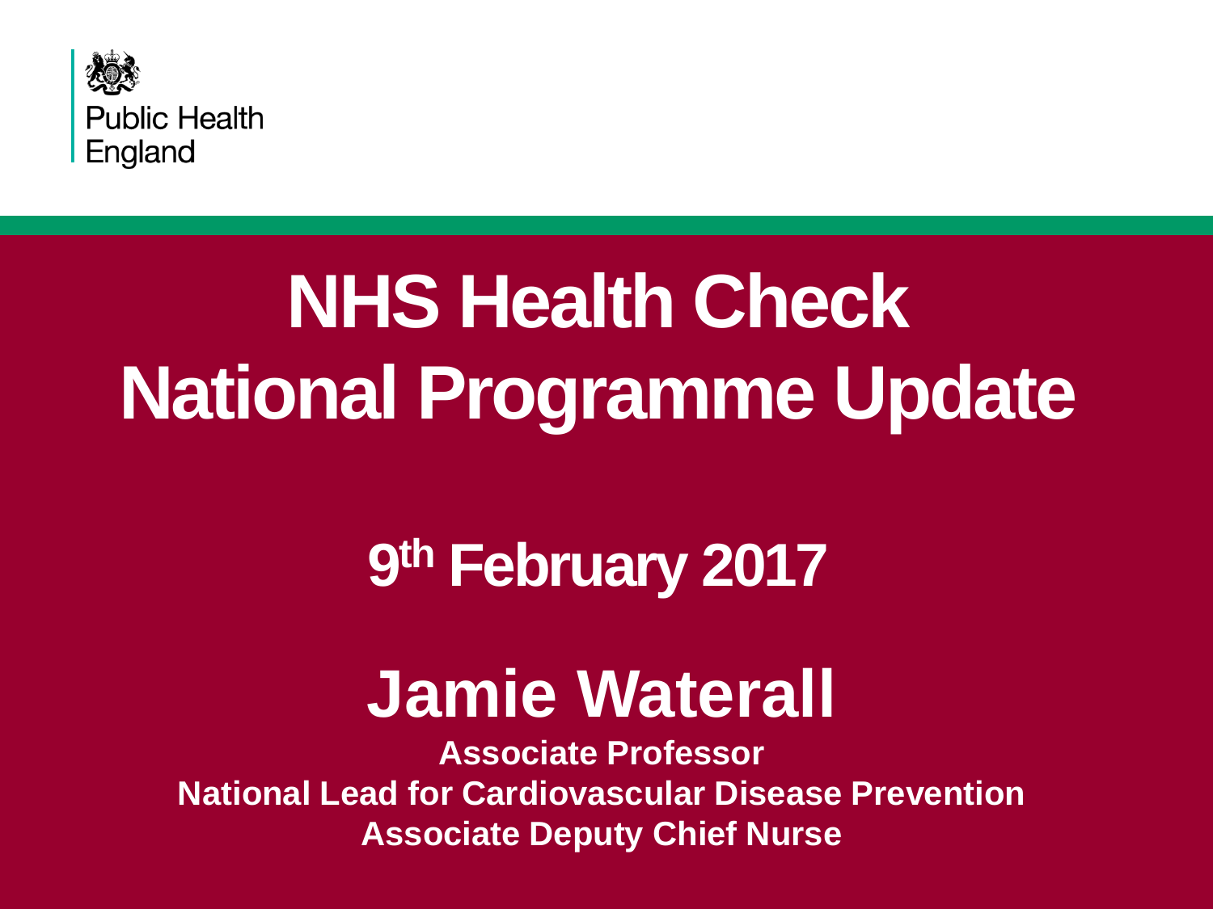Public Health England

# NHS Health Check National Programme Update

## 9th February 2017

## Jamie Waterall

**Associate Professor**
**National Lead for Cardiovascular Disease Prevention**
**Associate Deputy Chief Nurse**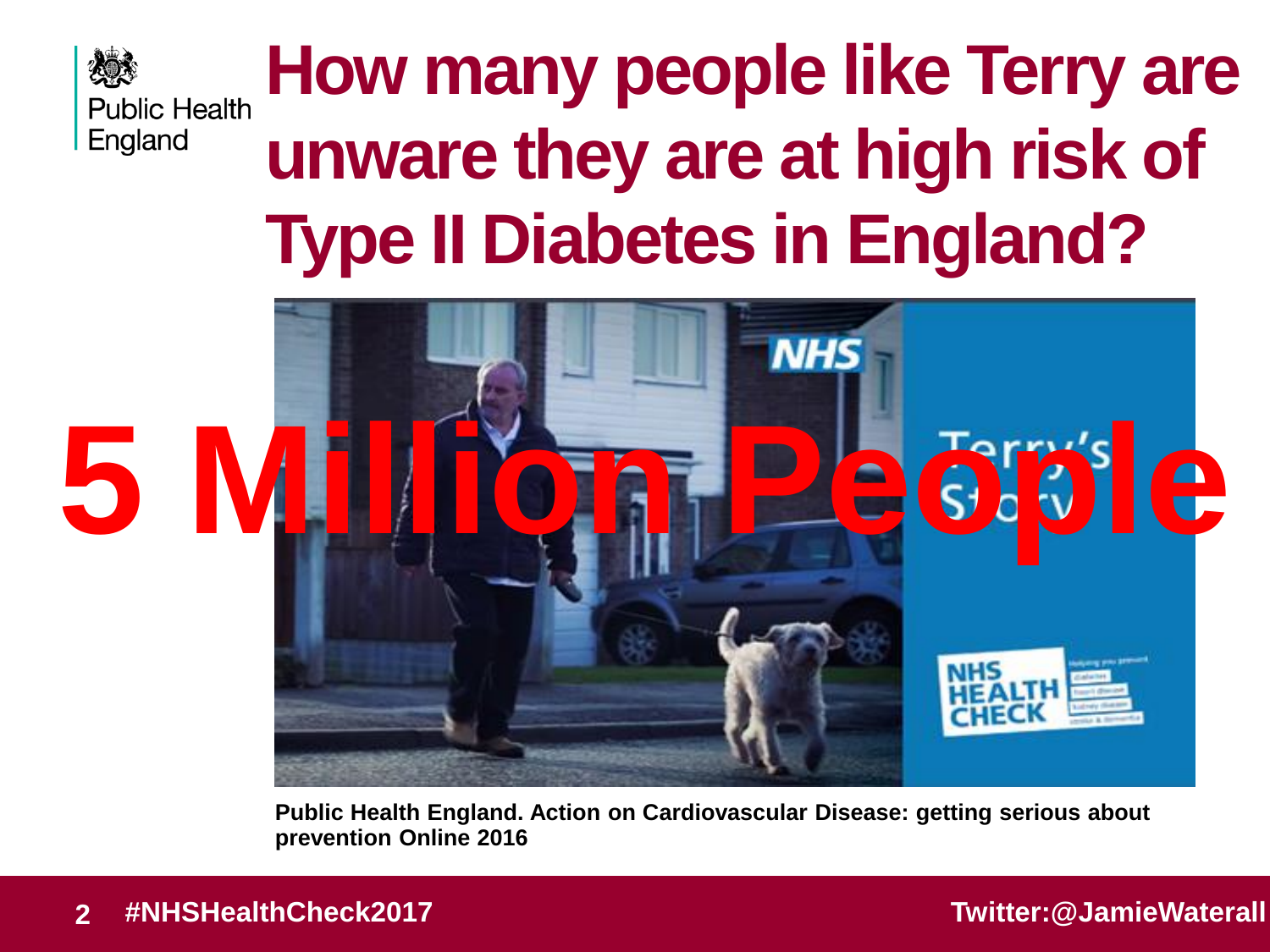# How many people like Terry are unware they are at high risk of Type II Diabetes in England?

**5 Million People**

**Public Health England. Action on Cardiovascular Disease: getting serious about prevention Online 2016**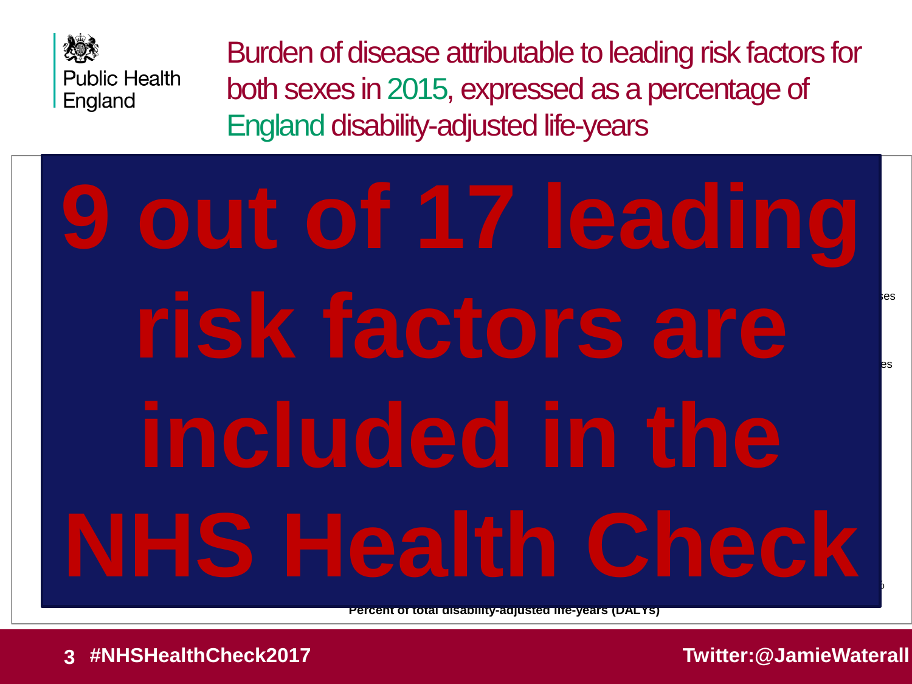Public Health England

# Burden of disease attributable to leading risk factors for both sexes in 2015, expressed as a percentage of England disability-adjusted life-years

# 9 out of 17 leading risk factors are included in the NHS Health Check

Percent of total disability-adjusted life-years (DALYs)

**#NHSHealthCheck2017**

**Twitter:@JamieWaterall**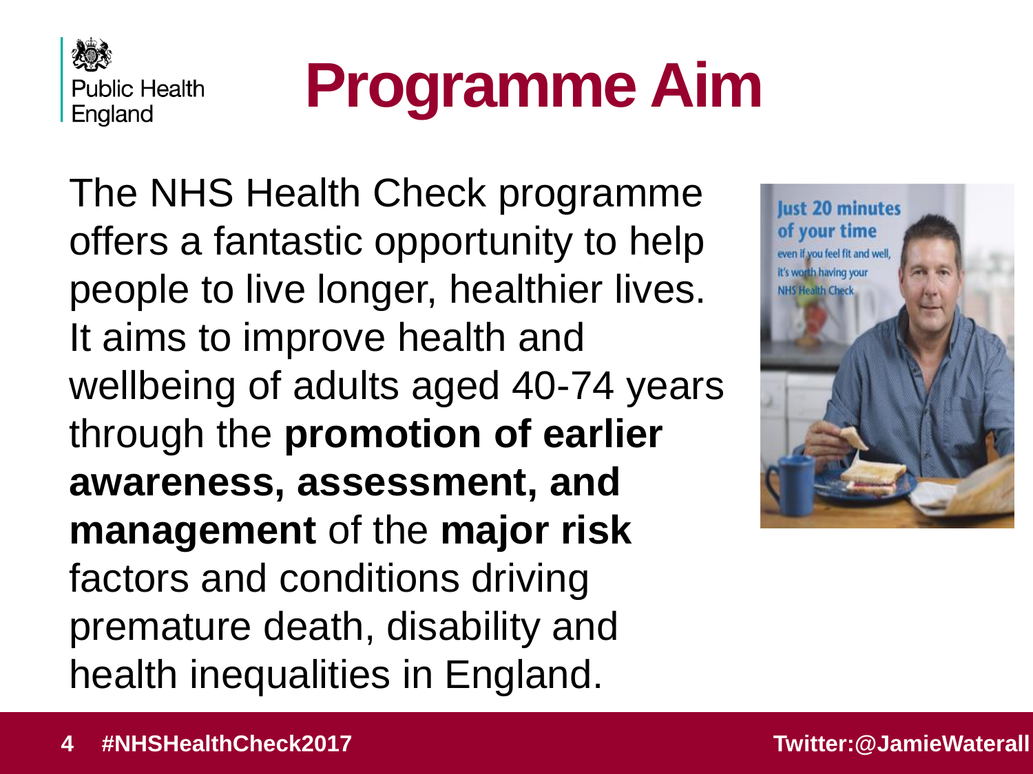Public Health England

# Programme Aim

The NHS Health Check programme offers a fantastic opportunity to help people to live longer, healthier lives. It aims to improve health and wellbeing of adults aged 40-74 years through the **promotion of earlier awareness, assessment, and management** of the **major risk** factors and conditions driving premature death, disability and health inequalities in England.

#NHSHealthCheck2017

Twitter:@JamieWaterall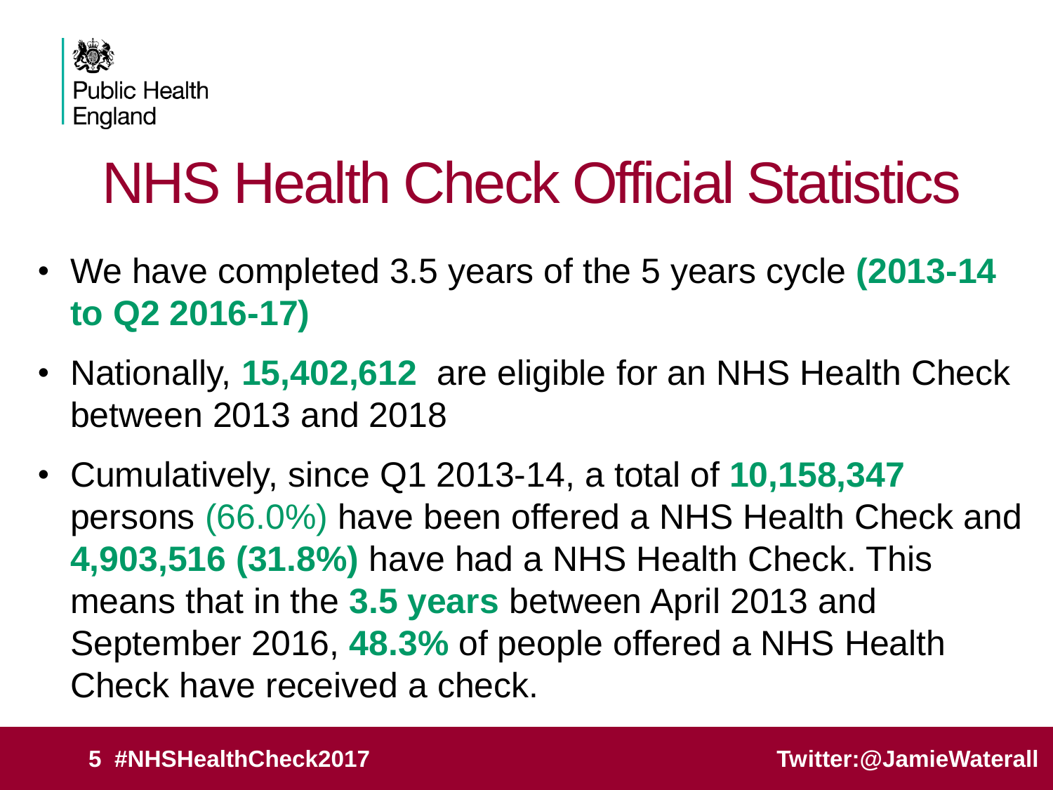Public Health England

# NHS Health Check Official Statistics

- We have completed 3.5 years of the 5 years cycle **(2013-14 to Q2 2016-17)**
- Nationally, **15,402,612** are eligible for an NHS Health Check between 2013 and 2018
- Cumulatively, since Q1 2013-14, a total of **10,158,347** persons (66.0%) have been offered a NHS Health Check and **4,903,516 (31.8%)** have had a NHS Health Check. This means that in the **3.5 years** between April 2013 and September 2016, **48.3%** of people offered a NHS Health Check have received a check.

**#NHSHealthCheck2017** **Twitter:@JamieWaterall**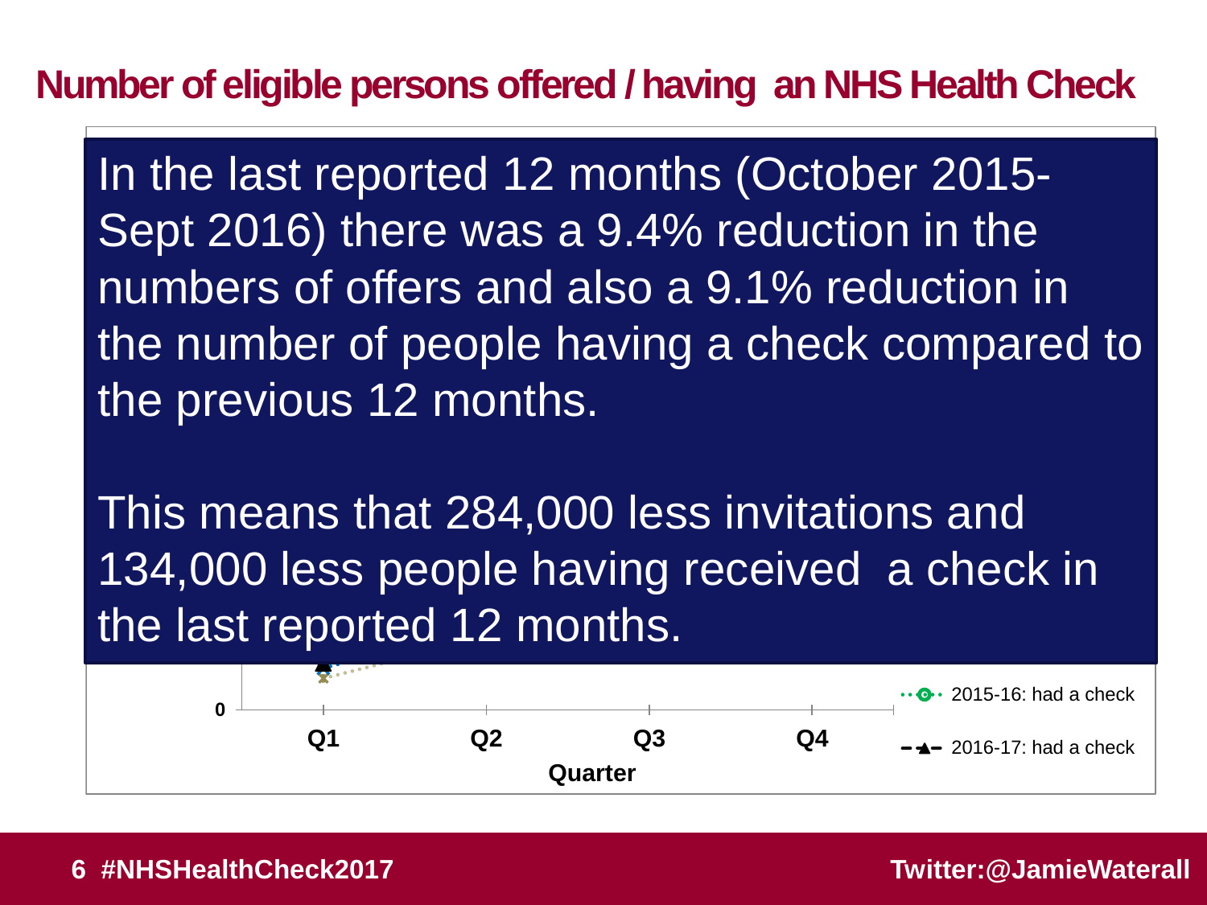## Number of eligible persons offered / having an NHS Health Check

In the last reported 12 months (October 2015-Sept 2016) there was a 9.4% reduction in the numbers of offers and also a 9.1% reduction in the number of people having a check compared to the previous 12 months.

This means that 284,000 less invitations and 134,000 less people having received a check in the last reported 12 months.

0

Q1 Q2 Q3 Q4

Quarter

2015-16: had a check

2016-17: had a check

#NHSHealthCheck2017

Twitter:@JamieWaterall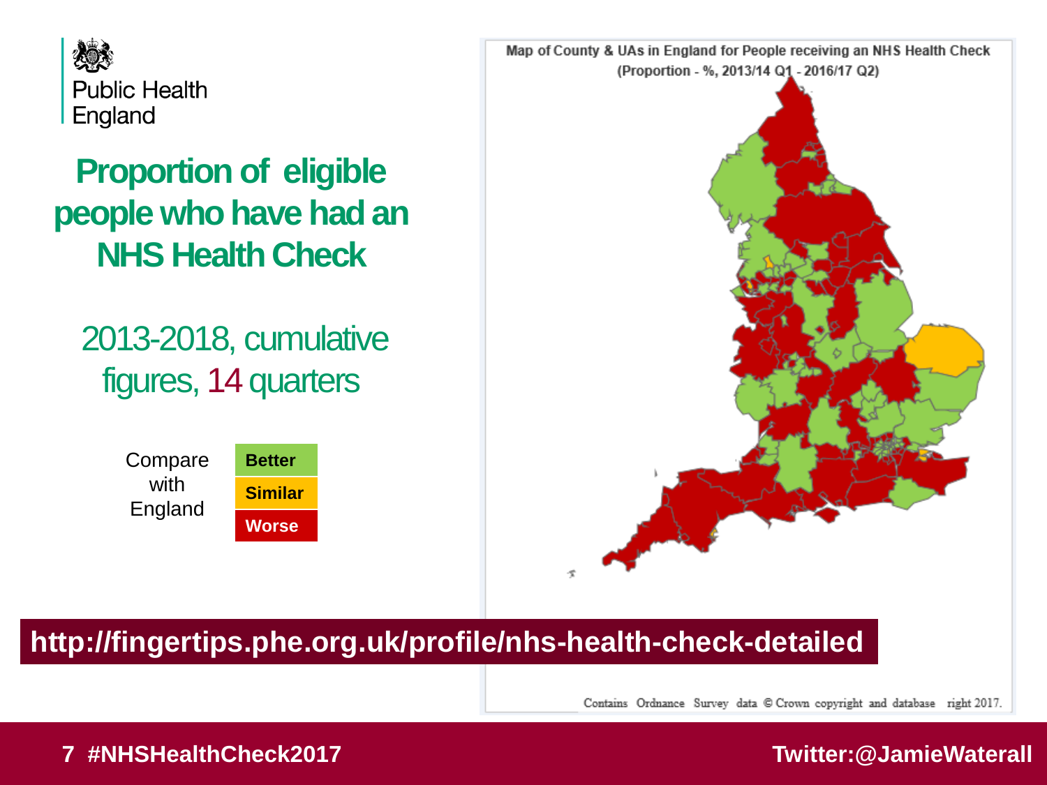Public Health England

# Proportion of eligible people who have had an NHS Health Check

2013-2018, cumulative figures, 14 quarters

| Compare with England | |
|---|---|
| | Better |
| | Similar |
| | Worse |

Map of County & UAs in England for People receiving an NHS Health Check (Proportion - %, 2013/14 Q1 - 2016/17 Q2)

Contains Ordnance Survey data © Crown copyright and database right 2017.

**http://fingertips.phe.org.uk/profile/nhs-health-check-detailed**

**#NHSHealthCheck2017**

**Twitter:@JamieWaterall**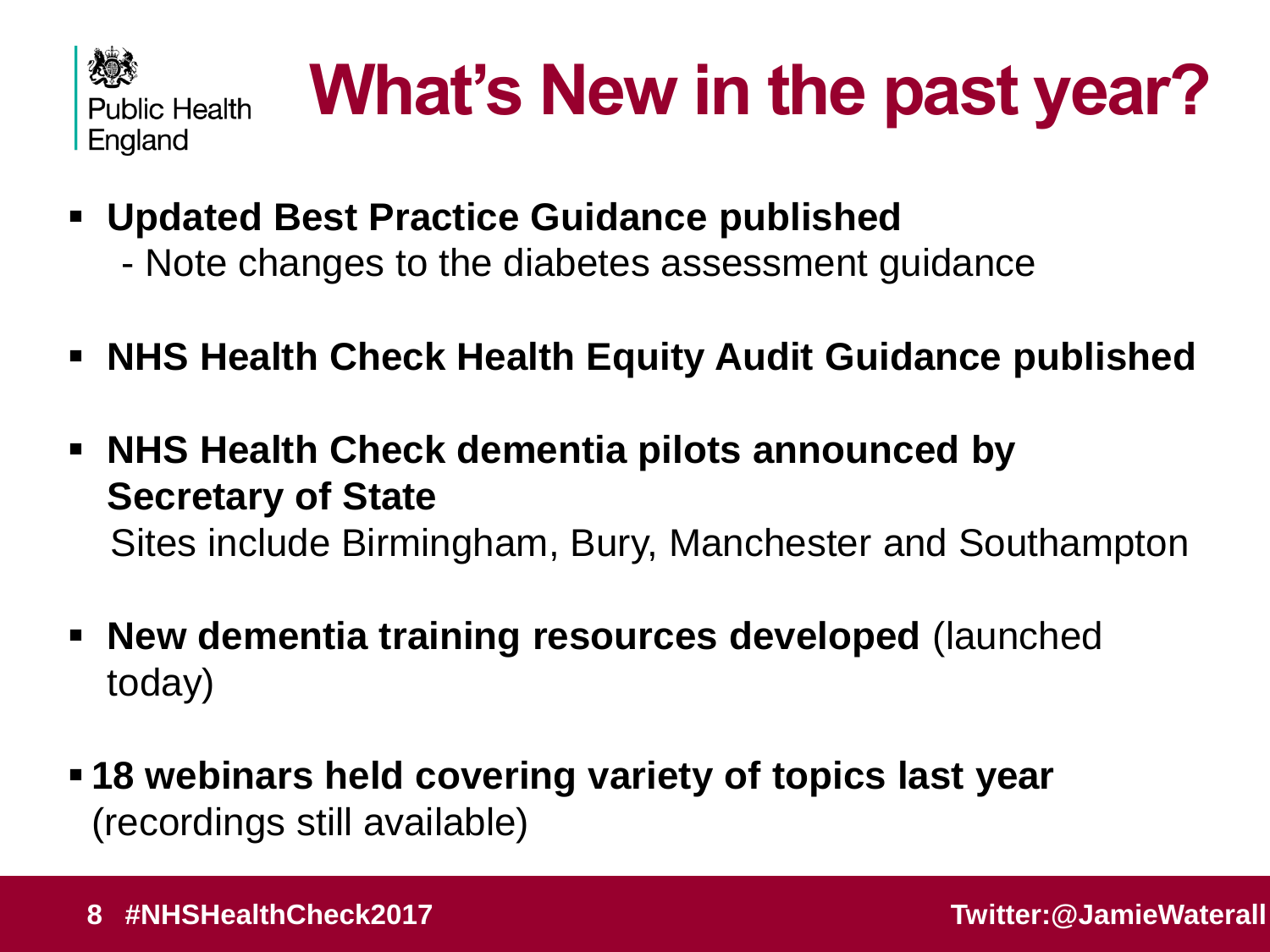# What's New in the past year?

- **Updated Best Practice Guidance published**
  - Note changes to the diabetes assessment guidance
- **NHS Health Check Health Equity Audit Guidance published**
- **NHS Health Check dementia pilots announced by Secretary of State**
  Sites include Birmingham, Bury, Manchester and Southampton
- **New dementia training resources developed** (launched today)
- **18 webinars held covering variety of topics last year** (recordings still available)

#NHSHealthCheck2017 Twitter:@JamieWaterall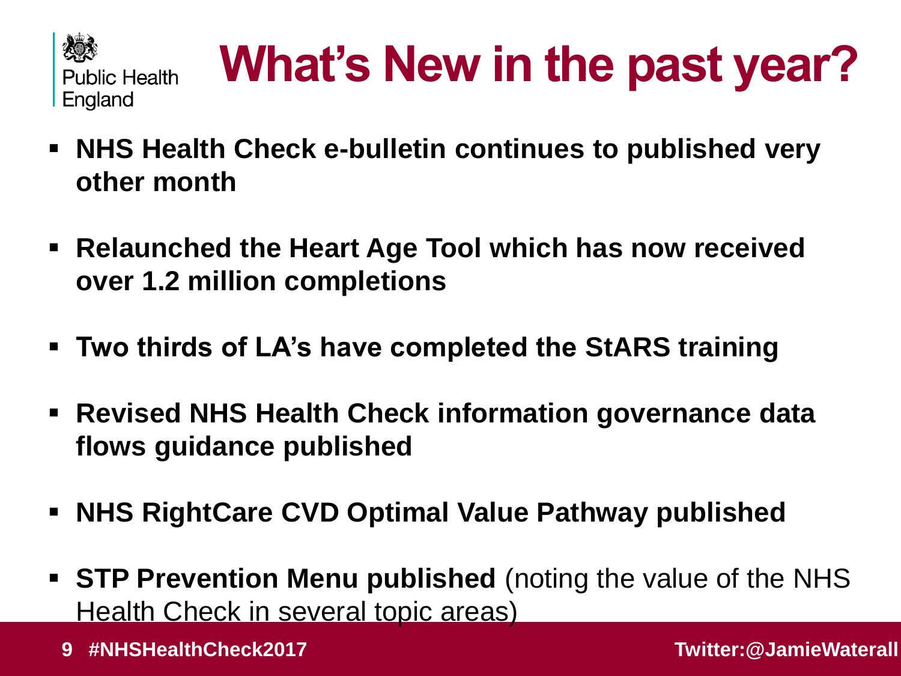# What's New in the past year?

- **NHS Health Check e-bulletin continues to published very other month**
- **Relaunched the Heart Age Tool which has now received over 1.2 million completions**
- **Two thirds of LA's have completed the StARS training**
- **Revised NHS Health Check information governance data flows guidance published**
- **NHS RightCare CVD Optimal Value Pathway published**
- **STP Prevention Menu published** (noting the value of the NHS Health Check in several topic areas)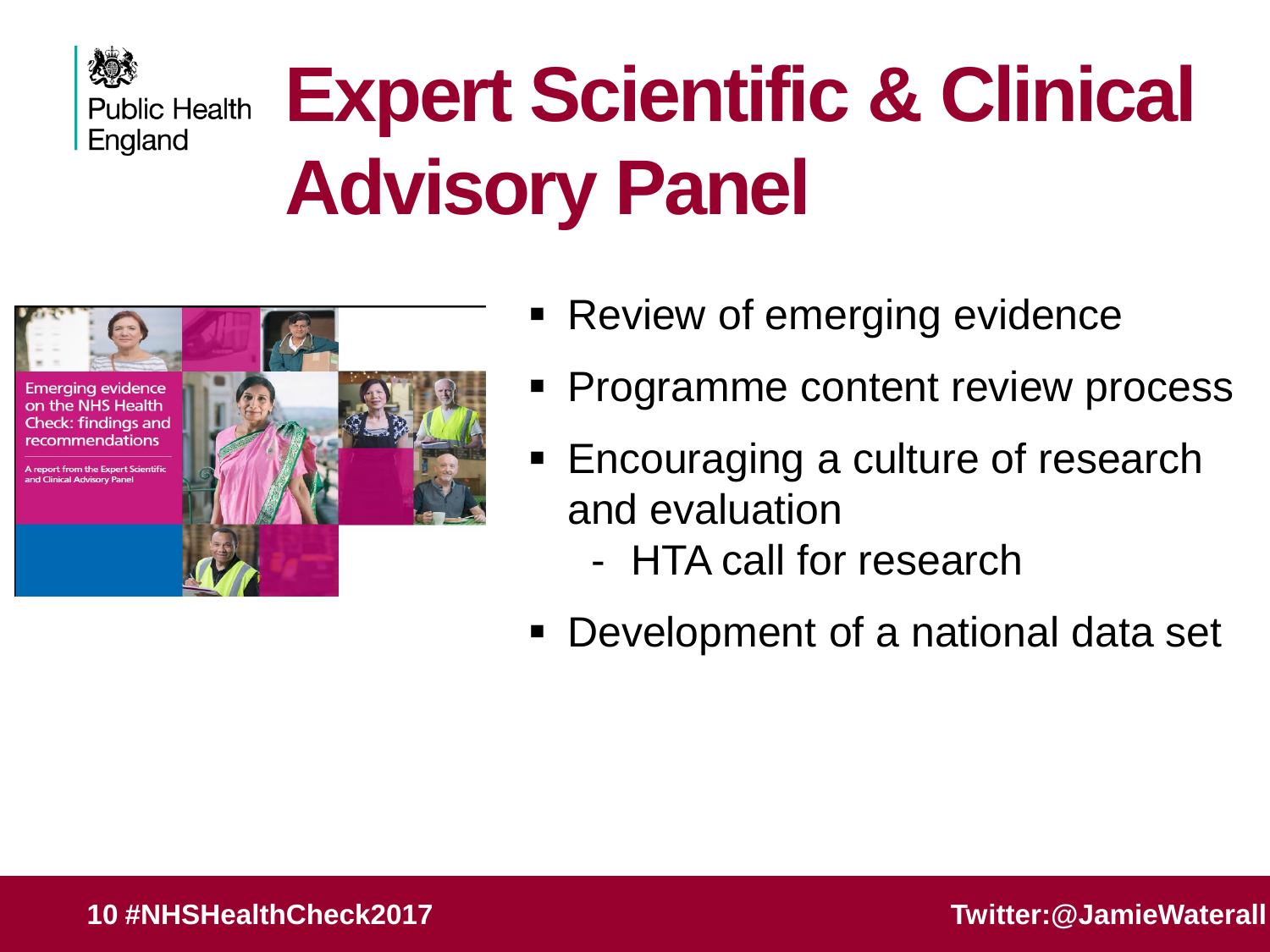# Expert Scientific & Clinical Advisory Panel

Emerging evidence on the NHS Health Check: findings and recommendations

A report from the Expert Scientific and Clinical Advisory Panel

- Review of emerging evidence
- Programme content review process
- Encouraging a culture of research and evaluation
  - HTA call for research
- Development of a national data set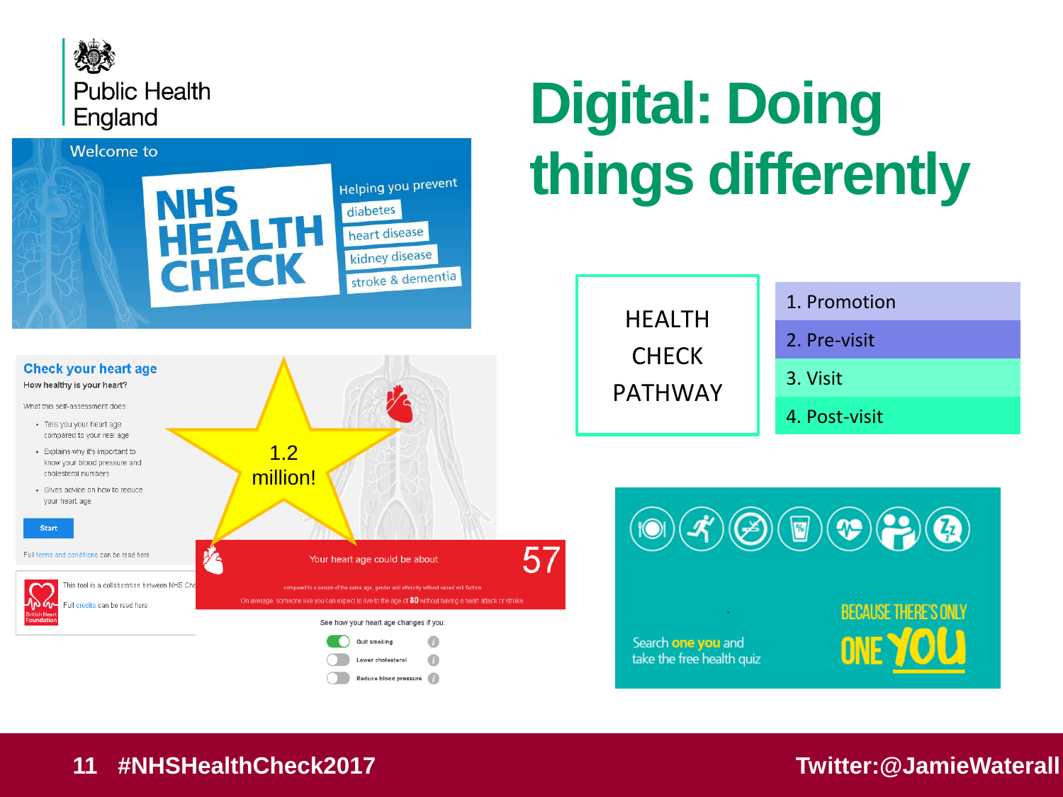Public Health England

# Digital: Doing things differently

Welcome to

**NHS HEALTH CHECK**

Helping you prevent
- diabetes
- heart disease
- kidney disease
- stroke & dementia

| HEALTH CHECK PATHWAY | |
|---|---|
| | 1. Promotion |
| | 2. Pre-visit |
| | 3. Visit |
| | 4. Post-visit |

**Check your heart age**

How healthy is your heart?

What this self-assessment does:

- Tells you your heart age compared to your real age
- Explains why it's important to know your blood pressure and cholesterol numbers
- Gives advice on how to reduce your heart age

Start

Full terms and conditions can be read here

This tool is a collaboration between NHS Ch...

Full credits can be read here

British Heart Foundation

1.2 million!

Your heart age could be about **57**

compared to a person of the same age, gender and ethnicity without raised risk factors.

On average, someone like you can expect to live to the age of **80** without having a heart attack or stroke.

See how your heart age changes if you:

- Quit smoking
- Lower cholesterol
- Reduce blood pressure

Search **one you** and take the free health quiz

BECAUSE THERE'S ONLY ONE YOU

#NHSHealthCheck2017

Twitter:@JamieWaterall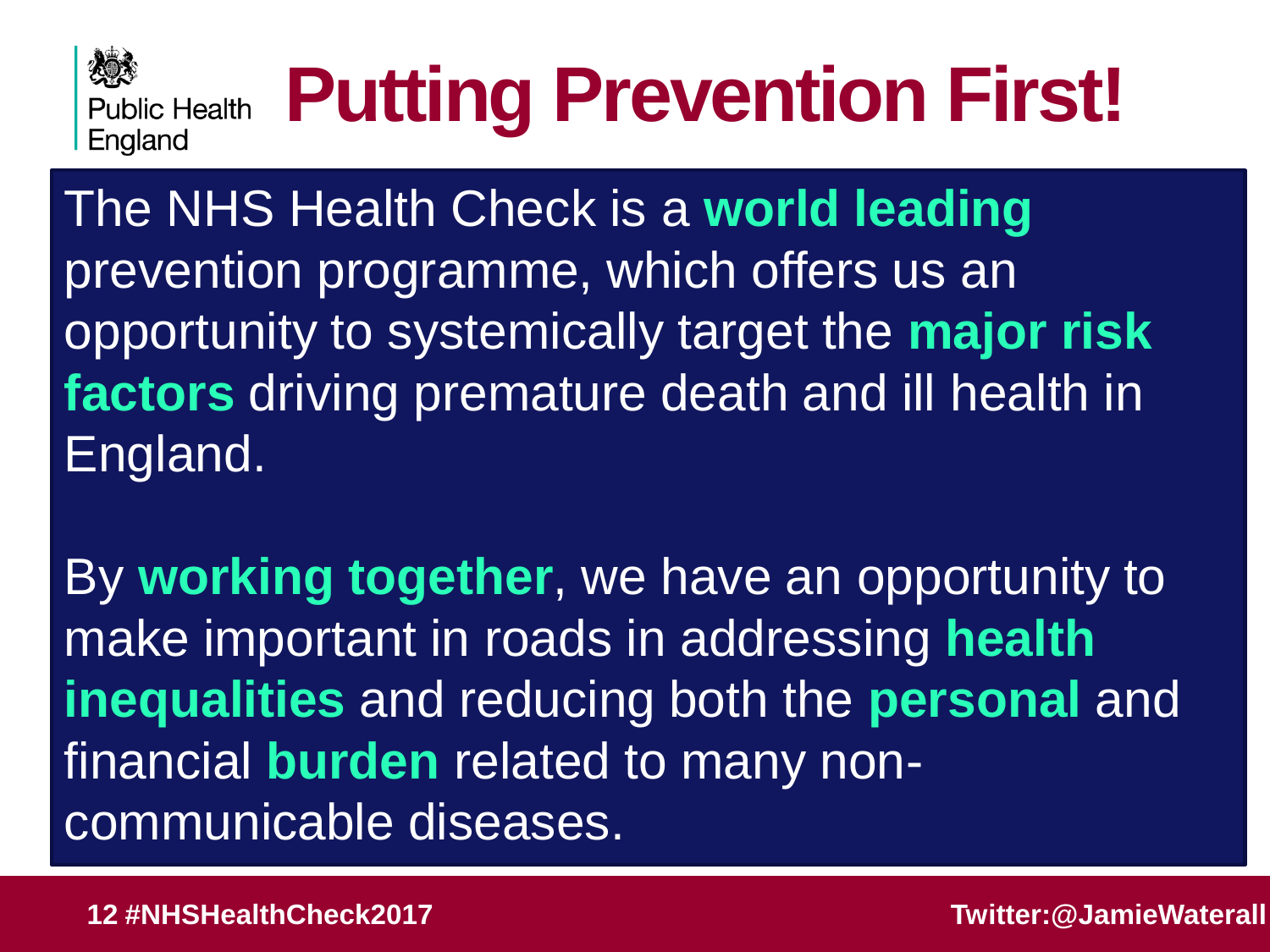Public Health England

# Putting Prevention First!

The NHS Health Check is a **world leading** prevention programme, which offers us an opportunity to systemically target the **major risk factors** driving premature death and ill health in England.

By **working together**, we have an opportunity to make important in roads in addressing **health inequalities** and reducing both the **personal** and financial **burden** related to many non-communicable diseases.

**#NHSHealthCheck2017** **Twitter:@JamieWaterall**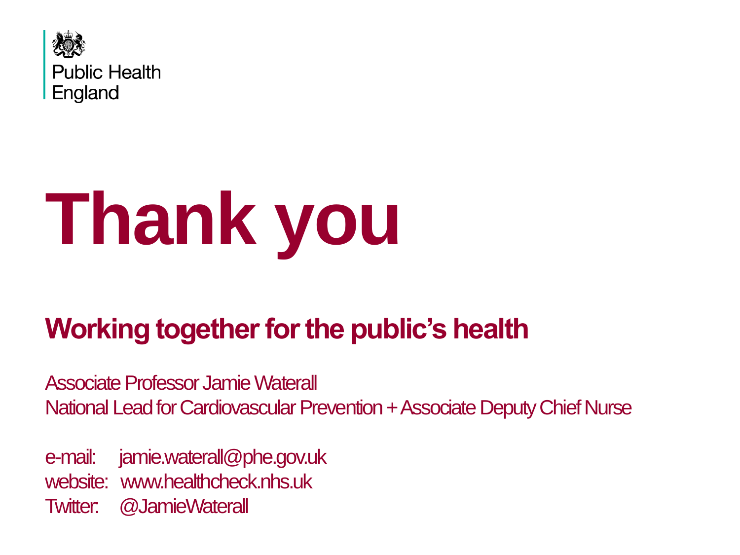Public Health
England

# Thank you

## Working together for the public's health

Associate Professor Jamie Waterall
National Lead for Cardiovascular Prevention + Associate Deputy Chief Nurse

e-mail: jamie.waterall@phe.gov.uk
website: www.healthcheck.nhs.uk
Twitter: @JamieWaterall